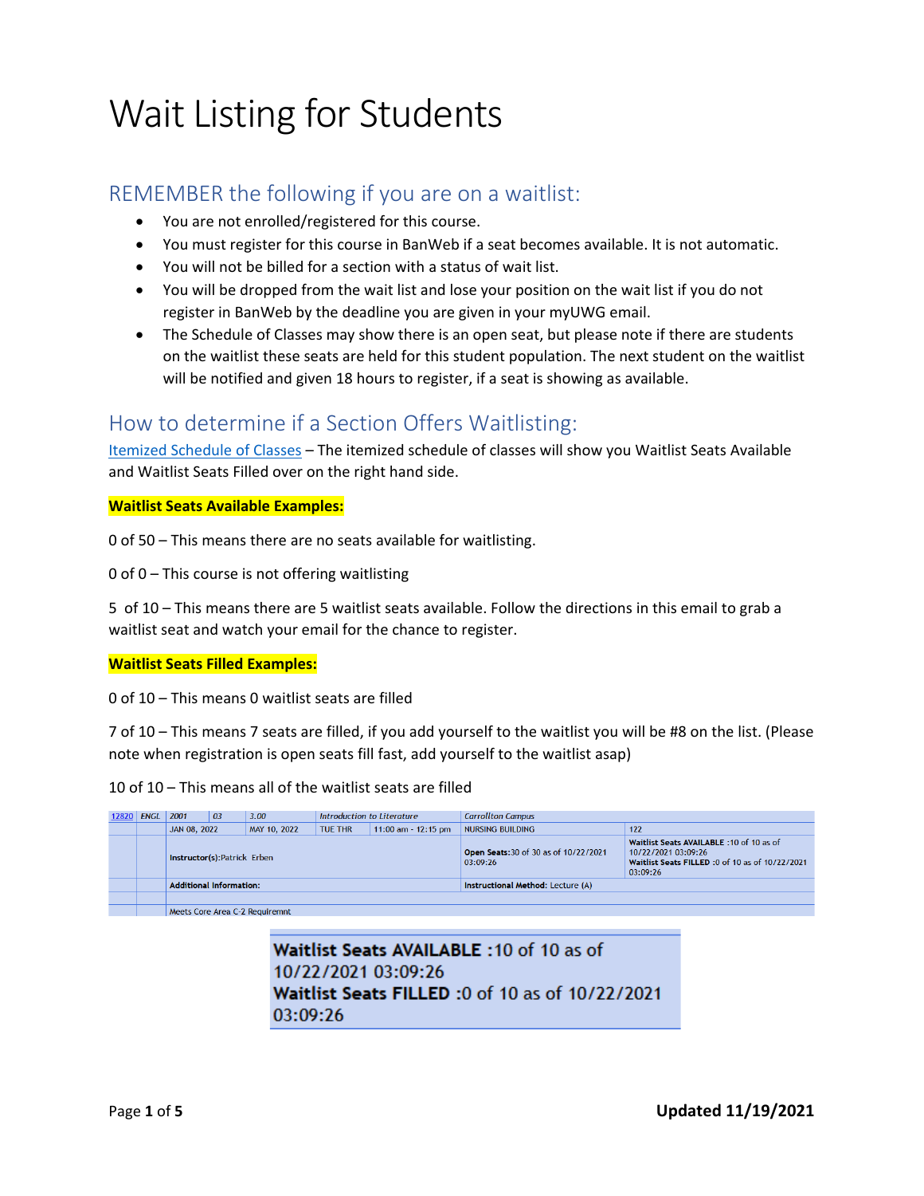# Wait Listing for Students

## REMEMBER the following if you are on a waitlist:

- You are not enrolled/registered for this course.
- You must register for this course in BanWeb if a seat becomes available. It is not automatic.
- You will not be billed for a section with a status of wait list.
- You will be dropped from the wait list and lose your position on the wait list if you do not register in BanWeb by the deadline you are given in your myUWG email.
- The Schedule of Classes may show there is an open seat, but please note if there are students on the waitlist these seats are held for this student population. The next student on the waitlist will be notified and given 18 hours to register, if a seat is showing as available.

## How to determine if a Section Offers Waitlisting:

Itemized Schedule of Classes – The itemized schedule of classes will show you Waitlist Seats Available and Waitlist Seats Filled over on the right hand side.

**Waitlist Seats Available Examples:**

0 of 50 – This means there are no seats available for waitlisting.

0 of 0 – This course is not offering waitlisting

5 of 10 – This means there are 5 waitlist seats available. Follow the directions in this email to grab a waitlist seat and watch your email for the chance to register.

**Waitlist Seats Filled Examples:**

0 of 10 – This means 0 waitlist seats are filled

7 of 10 – This means 7 seats are filled, if you add yourself to the waitlist you will be #8 on the list. (Please note when registration is open seats fill fast, add yourself to the waitlist asap)

10 of 10 – This means all of the waitlist seats are filled

| 12820 | ENGL | 2001 | 03 | 3.00 | Introduction to Literature | | Carrollton Campus | |
|---|---|---|---|---|---|---|---|---|
| | | JAN 08, 2022 | | MAY 10, 2022 | TUE THR | 11:00 am - 12:15 pm | NURSING BUILDING | 122 |
| | | Instructor(s):Patrick Erben | | | | | **Open Seats:**30 of 30 as of 10/22/2021 03:09:26 | **Waitlist Seats AVAILABLE** :10 of 10 as of 10/22/2021 03:09:26 **Waitlist Seats FILLED** :0 of 10 as of 10/22/2021 03:09:26 |
| | | **Additional Information:** | | | | | **Instructional Method:** Lecture (A) | |
| | | Meets Core Area C-2 Requiremnt | | | | | | |

**Waitlist Seats AVAILABLE** :10 of 10 as of 10/22/2021 03:09:26
**Waitlist Seats FILLED** :0 of 10 as of 10/22/2021 03:09:26

**Updated 11/19/2021**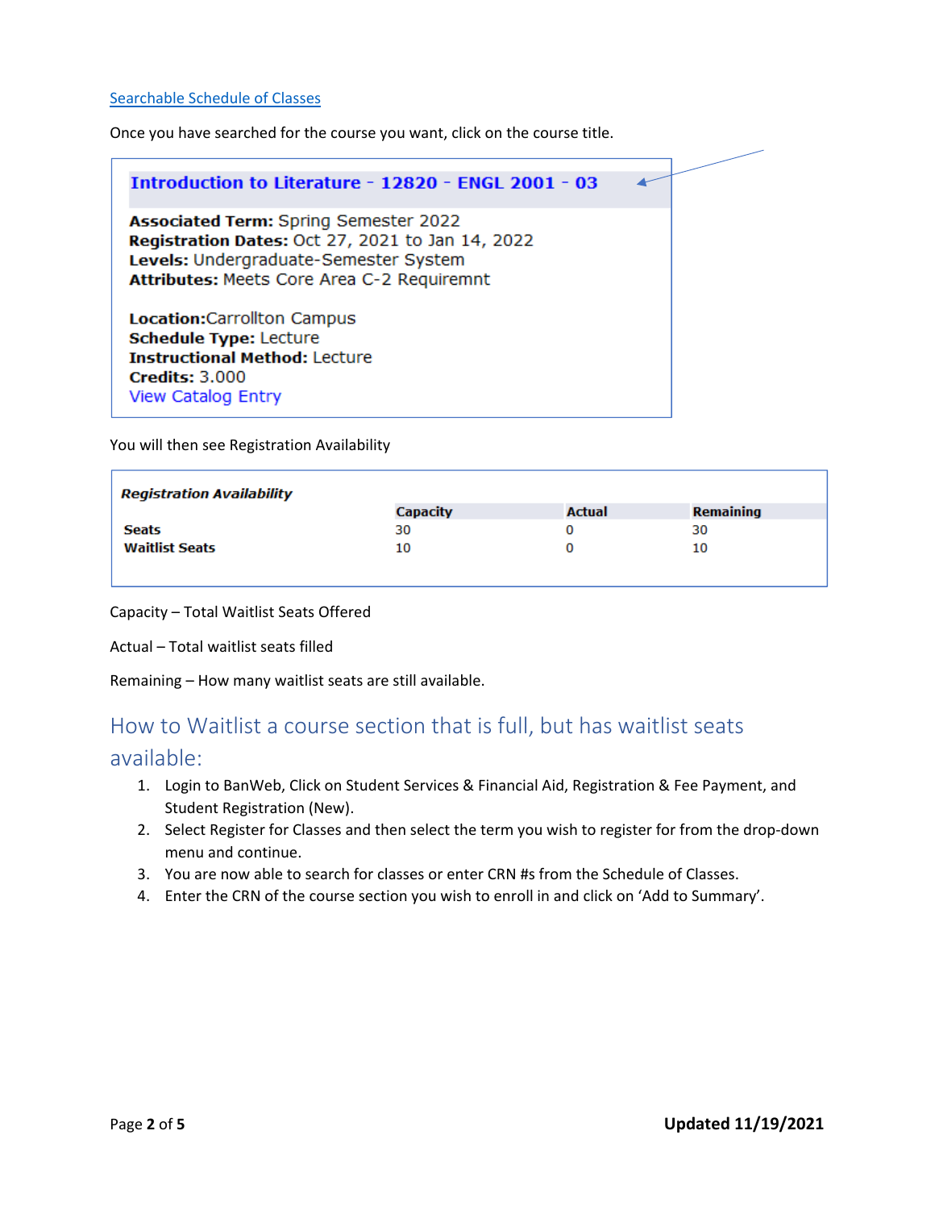[Searchable Schedule of Classes]

Once you have searched for the course you want, click on the course title.

**Introduction to Literature - 12820 - ENGL 2001 - 03**

**Associated Term:** Spring Semester 2022
**Registration Dates:** Oct 27, 2021 to Jan 14, 2022
**Levels:** Undergraduate-Semester System
**Attributes:** Meets Core Area C-2 Requiremnt

**Location:**Carrollton Campus
**Schedule Type:** Lecture
**Instructional Method:** Lecture
**Credits:** 3.000
View Catalog Entry

You will then see Registration Availability

***Registration Availability***

| | Capacity | Actual | Remaining |
|---|---|---|---|
| **Seats** | 30 | 0 | 30 |
| **Waitlist Seats** | 10 | 0 | 10 |

Capacity – Total Waitlist Seats Offered

Actual – Total waitlist seats filled

Remaining – How many waitlist seats are still available.

## How to Waitlist a course section that is full, but has waitlist seats available:

1. Login to BanWeb, Click on Student Services & Financial Aid, Registration & Fee Payment, and Student Registration (New).
2. Select Register for Classes and then select the term you wish to register for from the drop-down menu and continue.
3. You are now able to search for classes or enter CRN #s from the Schedule of Classes.
4. Enter the CRN of the course section you wish to enroll in and click on 'Add to Summary'.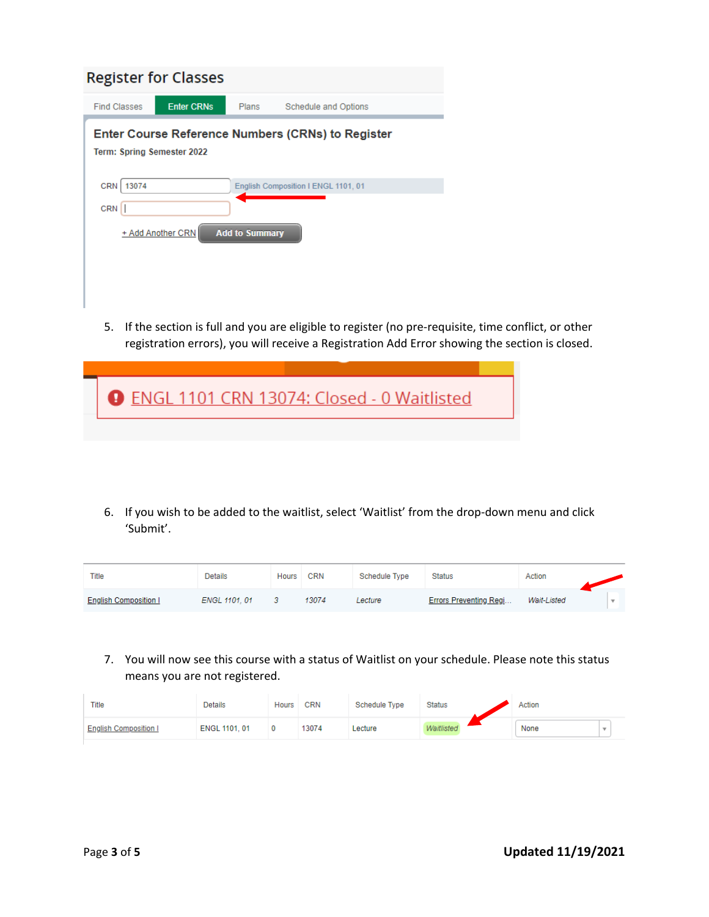## Register for Classes

Find Classes | Enter CRNs | Plans | Schedule and Options

### Enter Course Reference Numbers (CRNs) to Register

Term: Spring Semester 2022

CRN 13074 — English Composition I ENGL 1101, 01

CRN

+ Add Another CRN    Add to Summary

5. If the section is full and you are eligible to register (no pre-requisite, time conflict, or other registration errors), you will receive a Registration Add Error showing the section is closed.

ENGL 1101 CRN 13074: Closed - 0 Waitlisted

6. If you wish to be added to the waitlist, select 'Waitlist' from the drop-down menu and click 'Submit'.

| Title | Details | Hours | CRN | Schedule Type | Status | Action |
|---|---|---|---|---|---|---|
| English Composition I | ENGL 1101, 01 | 3 | 13074 | Lecture | Errors Preventing Regi... | Wait-Listed |

7. You will now see this course with a status of Waitlist on your schedule. Please note this status means you are not registered.

| Title | Details | Hours | CRN | Schedule Type | Status | Action |
|---|---|---|---|---|---|---|
| English Composition I | ENGL 1101, 01 | 0 | 13074 | Lecture | Waitlisted | None |

**Updated 11/19/2021**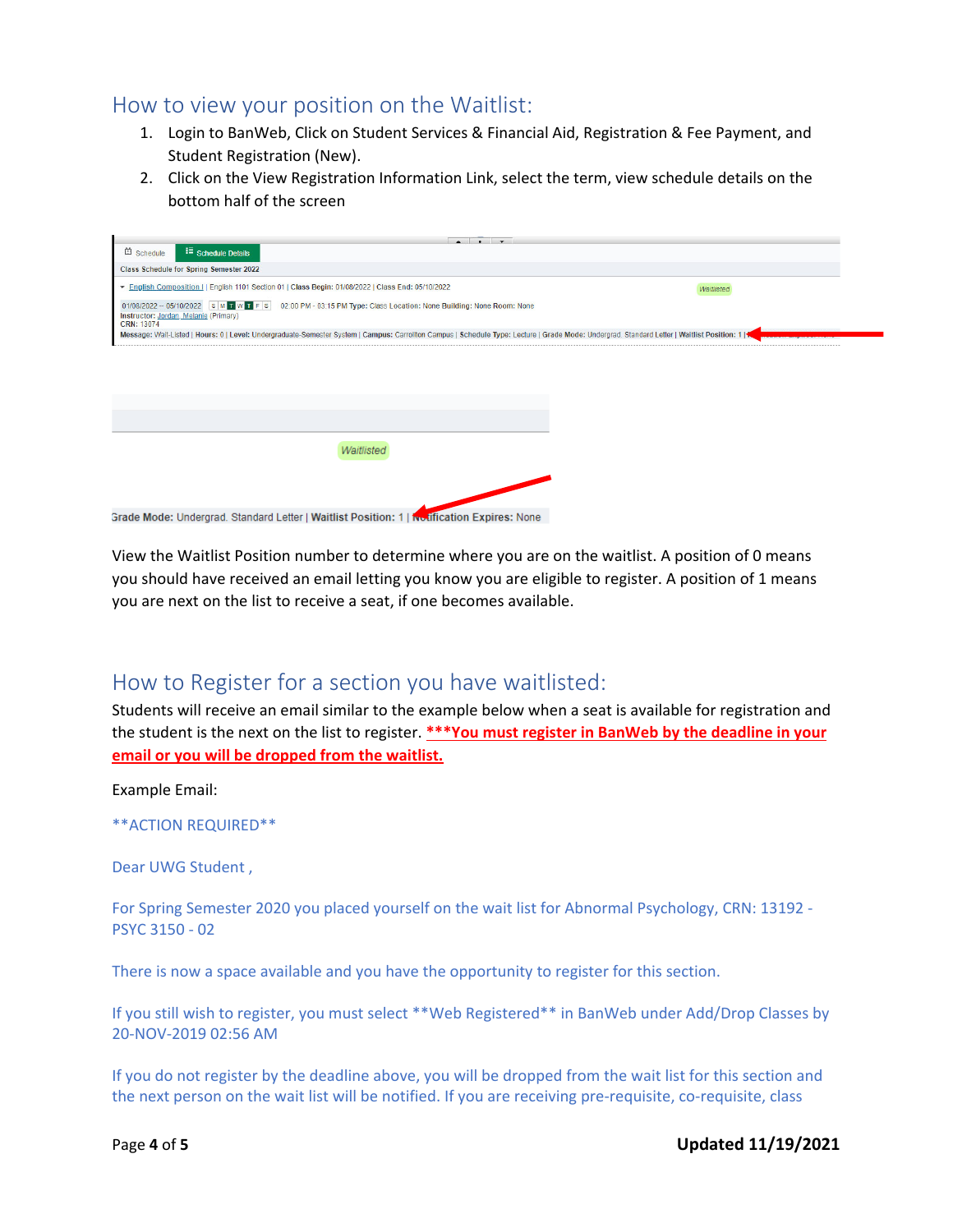## How to view your position on the Waitlist:

1. Login to BanWeb, Click on Student Services & Financial Aid, Registration & Fee Payment, and Student Registration (New).
2. Click on the View Registration Information Link, select the term, view schedule details on the bottom half of the screen

View the Waitlist Position number to determine where you are on the waitlist. A position of 0 means you should have received an email letting you know you are eligible to register. A position of 1 means you are next on the list to receive a seat, if one becomes available.

## How to Register for a section you have waitlisted:

Students will receive an email similar to the example below when a seat is available for registration and the student is the next on the list to register. ***You must register in BanWeb by the deadline in your email or you will be dropped from the waitlist.**

Example Email:

**ACTION REQUIRED**

Dear UWG Student ,

For Spring Semester 2020 you placed yourself on the wait list for Abnormal Psychology, CRN: 13192 - PSYC 3150 - 02

There is now a space available and you have the opportunity to register for this section.

If you still wish to register, you must select **Web Registered** in BanWeb under Add/Drop Classes by 20-NOV-2019 02:56 AM

If you do not register by the deadline above, you will be dropped from the wait list for this section and the next person on the wait list will be notified. If you are receiving pre-requisite, co-requisite, class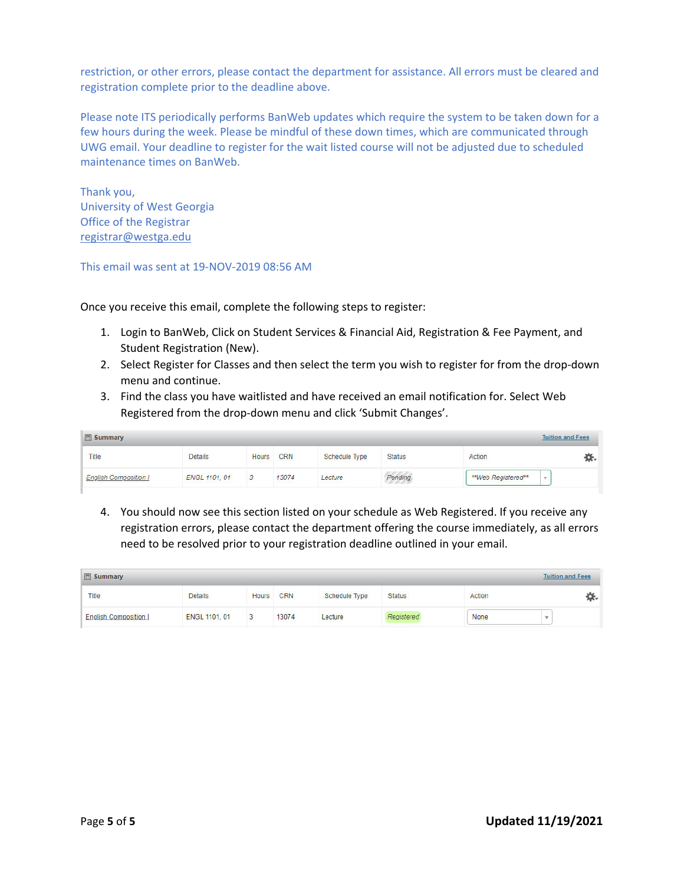restriction, or other errors, please contact the department for assistance. All errors must be cleared and registration complete prior to the deadline above.

Please note ITS periodically performs BanWeb updates which require the system to be taken down for a few hours during the week. Please be mindful of these down times, which are communicated through UWG email. Your deadline to register for the wait listed course will not be adjusted due to scheduled maintenance times on BanWeb.

Thank you,
University of West Georgia
Office of the Registrar
registrar@westga.edu

This email was sent at 19-NOV-2019 08:56 AM

Once you receive this email, complete the following steps to register:

1. Login to BanWeb, Click on Student Services & Financial Aid, Registration & Fee Payment, and Student Registration (New).
2. Select Register for Classes and then select the term you wish to register for from the drop-down menu and continue.
3. Find the class you have waitlisted and have received an email notification for. Select Web Registered from the drop-down menu and click 'Submit Changes'.

Summary — Tuition and Fees

| Title | Details | Hours | CRN | Schedule Type | Status | Action |
|---|---|---|---|---|---|---|
| English Composition I | ENGL 1101, 01 | 3 | 13074 | Lecture | Pending | \*\*Web Registered\*\* |

4. You should now see this section listed on your schedule as Web Registered. If you receive any registration errors, please contact the department offering the course immediately, as all errors need to be resolved prior to your registration deadline outlined in your email.

Summary — Tuition and Fees

| Title | Details | Hours | CRN | Schedule Type | Status | Action |
|---|---|---|---|---|---|---|
| English Composition I | ENGL 1101, 01 | 3 | 13074 | Lecture | Registered | None |

**Updated 11/19/2021**